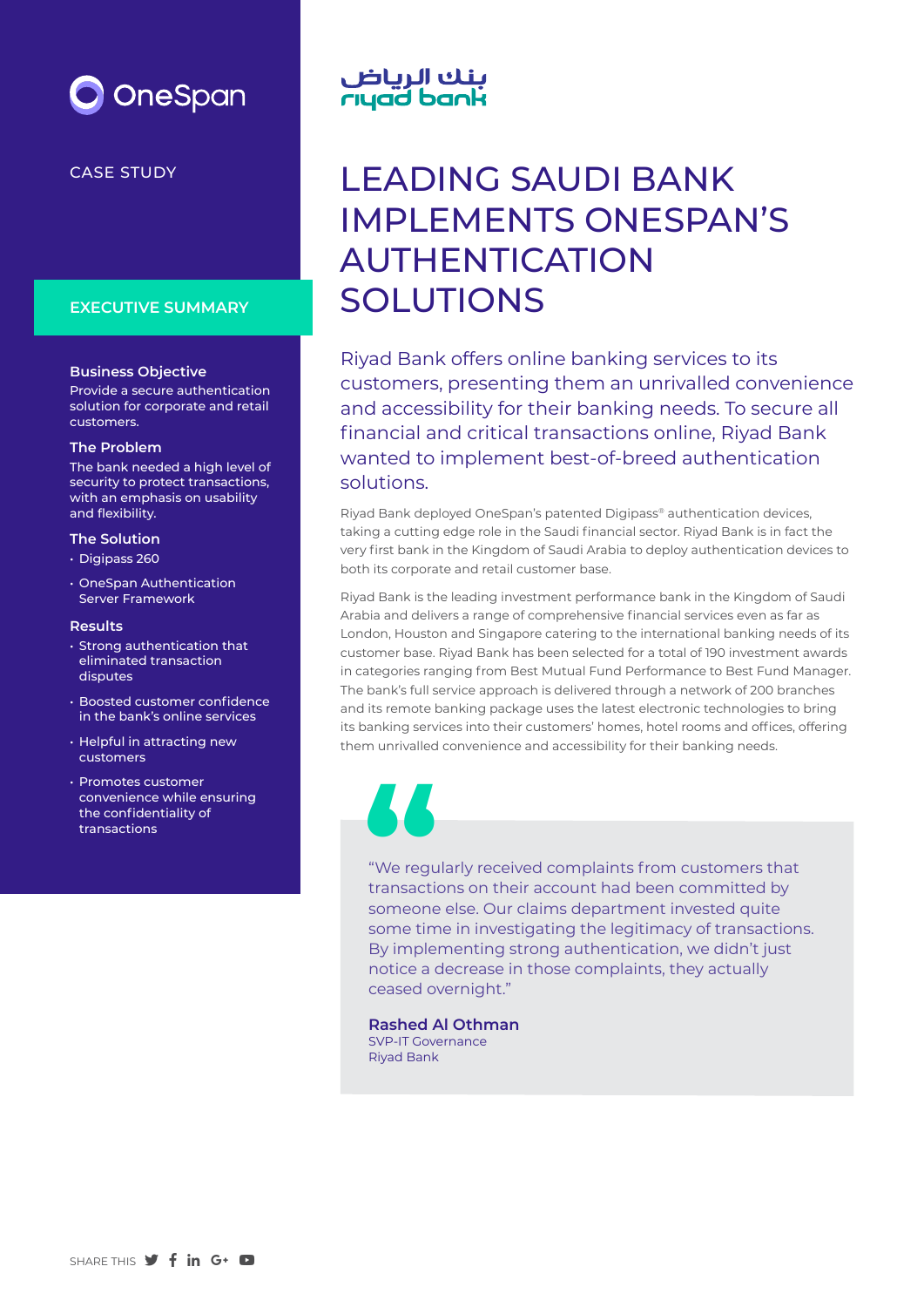OneSpan

CASE STUDY

بنك الرياض
riyad bank

# LEADING SAUDI BANK IMPLEMENTS ONESPAN'S AUTHENTICATION SOLUTIONS

## EXECUTIVE SUMMARY

**Business Objective**
Provide a secure authentication solution for corporate and retail customers.

**The Problem**
The bank needed a high level of security to protect transactions, with an emphasis on usability and flexibility.

**The Solution**

- Digipass 260
- OneSpan Authentication Server Framework

**Results**

- Strong authentication that eliminated transaction disputes
- Boosted customer confidence in the bank's online services
- Helpful in attracting new customers
- Promotes customer convenience while ensuring the confidentiality of transactions

Riyad Bank offers online banking services to its customers, presenting them an unrivalled convenience and accessibility for their banking needs. To secure all financial and critical transactions online, Riyad Bank wanted to implement best-of-breed authentication solutions.

Riyad Bank deployed OneSpan's patented Digipass® authentication devices, taking a cutting edge role in the Saudi financial sector. Riyad Bank is in fact the very first bank in the Kingdom of Saudi Arabia to deploy authentication devices to both its corporate and retail customer base.

Riyad Bank is the leading investment performance bank in the Kingdom of Saudi Arabia and delivers a range of comprehensive financial services even as far as London, Houston and Singapore catering to the international banking needs of its customer base. Riyad Bank has been selected for a total of 190 investment awards in categories ranging from Best Mutual Fund Performance to Best Fund Manager. The bank's full service approach is delivered through a network of 200 branches and its remote banking package uses the latest electronic technologies to bring its banking services into their customers' homes, hotel rooms and offices, offering them unrivalled convenience and accessibility for their banking needs.

> "We regularly received complaints from customers that transactions on their account had been committed by someone else. Our claims department invested quite some time in investigating the legitimacy of transactions. By implementing strong authentication, we didn't just notice a decrease in those complaints, they actually ceased overnight."
>
> **Rashed Al Othman**
> SVP-IT Governance
> Riyad Bank

SHARE THIS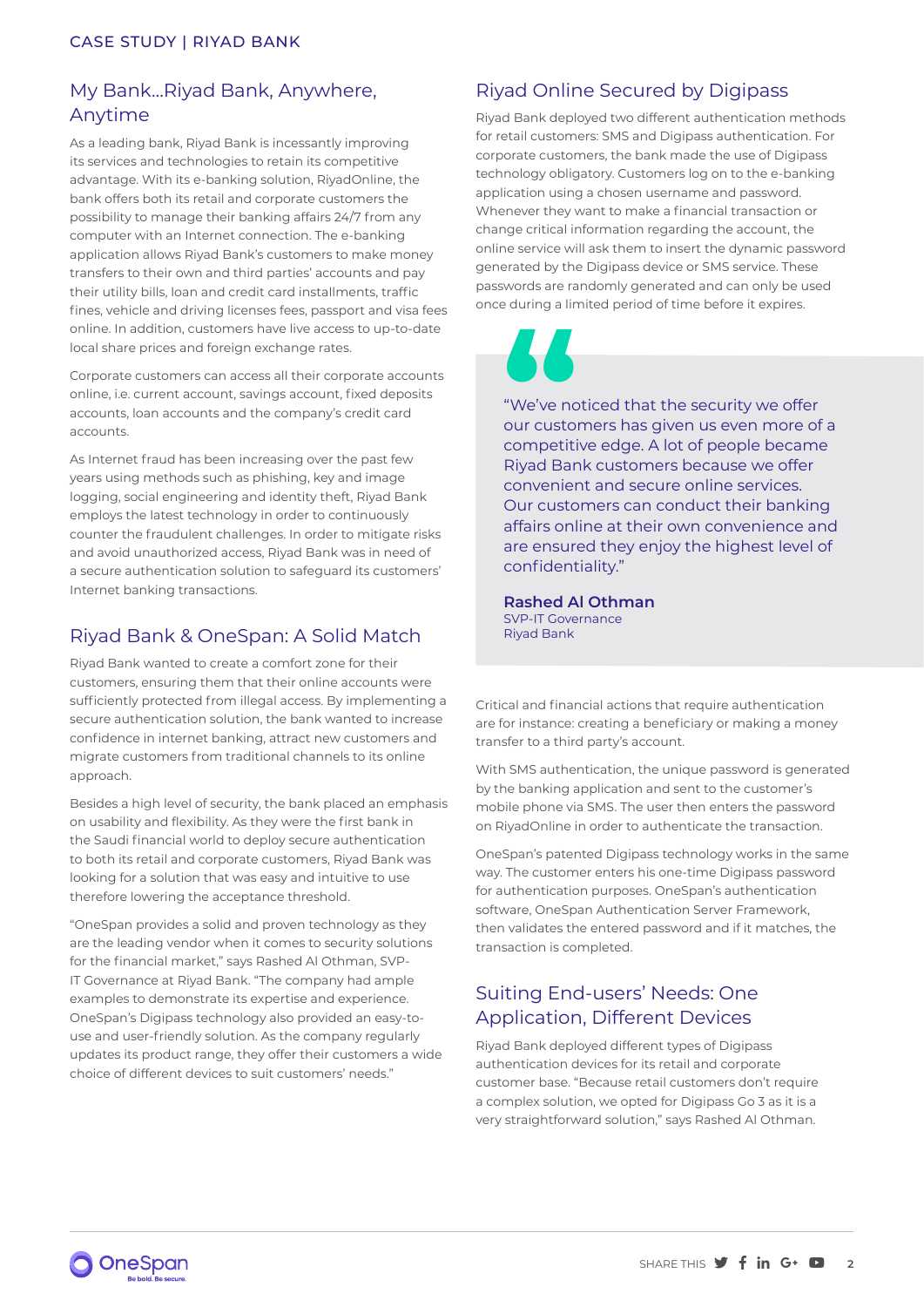## My Bank...Riyad Bank, Anywhere, Anytime

As a leading bank, Riyad Bank is incessantly improving its services and technologies to retain its competitive advantage. With its e-banking solution, RiyadOnline, the bank offers both its retail and corporate customers the possibility to manage their banking affairs 24/7 from any computer with an Internet connection. The e-banking application allows Riyad Bank's customers to make money transfers to their own and third parties' accounts and pay their utility bills, loan and credit card installments, traffic fines, vehicle and driving licenses fees, passport and visa fees online. In addition, customers have live access to up-to-date local share prices and foreign exchange rates.

Corporate customers can access all their corporate accounts online, i.e. current account, savings account, fixed deposits accounts, loan accounts and the company's credit card accounts.

As Internet fraud has been increasing over the past few years using methods such as phishing, key and image logging, social engineering and identity theft, Riyad Bank employs the latest technology in order to continuously counter the fraudulent challenges. In order to mitigate risks and avoid unauthorized access, Riyad Bank was in need of a secure authentication solution to safeguard its customers' Internet banking transactions.

## Riyad Bank & OneSpan: A Solid Match

Riyad Bank wanted to create a comfort zone for their customers, ensuring them that their online accounts were sufficiently protected from illegal access. By implementing a secure authentication solution, the bank wanted to increase confidence in internet banking, attract new customers and migrate customers from traditional channels to its online approach.

Besides a high level of security, the bank placed an emphasis on usability and flexibility. As they were the first bank in the Saudi financial world to deploy secure authentication to both its retail and corporate customers, Riyad Bank was looking for a solution that was easy and intuitive to use therefore lowering the acceptance threshold.

"OneSpan provides a solid and proven technology as they are the leading vendor when it comes to security solutions for the financial market," says Rashed Al Othman, SVP-IT Governance at Riyad Bank. "The company had ample examples to demonstrate its expertise and experience. OneSpan's Digipass technology also provided an easy-to-use and user-friendly solution. As the company regularly updates its product range, they offer their customers a wide choice of different devices to suit customers' needs."

## Riyad Online Secured by Digipass

Riyad Bank deployed two different authentication methods for retail customers: SMS and Digipass authentication. For corporate customers, the bank made the use of Digipass technology obligatory. Customers log on to the e-banking application using a chosen username and password. Whenever they want to make a financial transaction or change critical information regarding the account, the online service will ask them to insert the dynamic password generated by the Digipass device or SMS service. These passwords are randomly generated and can only be used once during a limited period of time before it expires.

> "We've noticed that the security we offer our customers has given us even more of a competitive edge. A lot of people became Riyad Bank customers because we offer convenient and secure online services. Our customers can conduct their banking affairs online at their own convenience and are ensured they enjoy the highest level of confidentiality."
>
> **Rashed Al Othman**
> SVP-IT Governance
> Riyad Bank

Critical and financial actions that require authentication are for instance: creating a beneficiary or making a money transfer to a third party's account.

With SMS authentication, the unique password is generated by the banking application and sent to the customer's mobile phone via SMS. The user then enters the password on RiyadOnline in order to authenticate the transaction.

OneSpan's patented Digipass technology works in the same way. The customer enters his one-time Digipass password for authentication purposes. OneSpan's authentication software, OneSpan Authentication Server Framework, then validates the entered password and if it matches, the transaction is completed.

## Suiting End-users' Needs: One Application, Different Devices

Riyad Bank deployed different types of Digipass authentication devices for its retail and corporate customer base. "Because retail customers don't require a complex solution, we opted for Digipass Go 3 as it is a very straightforward solution," says Rashed Al Othman.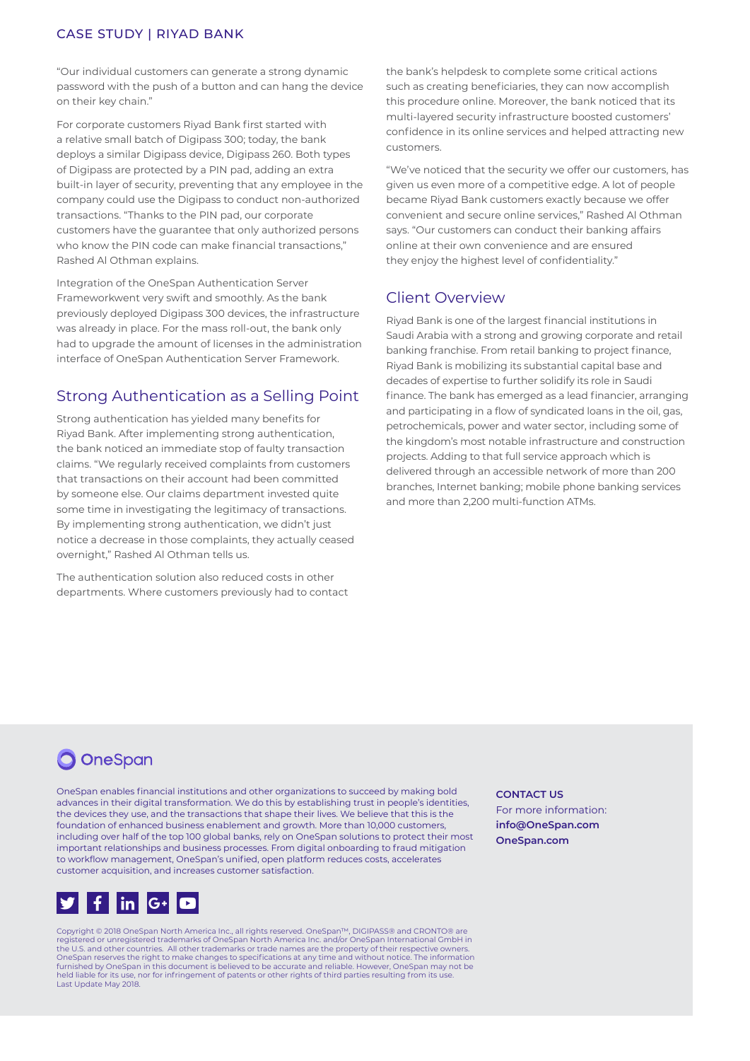"Our individual customers can generate a strong dynamic password with the push of a button and can hang the device on their key chain."

For corporate customers Riyad Bank first started with a relative small batch of Digipass 300; today, the bank deploys a similar Digipass device, Digipass 260. Both types of Digipass are protected by a PIN pad, adding an extra built-in layer of security, preventing that any employee in the company could use the Digipass to conduct non-authorized transactions. "Thanks to the PIN pad, our corporate customers have the guarantee that only authorized persons who know the PIN code can make financial transactions," Rashed Al Othman explains.

Integration of the OneSpan Authentication Server Frameworkwent very swift and smoothly. As the bank previously deployed Digipass 300 devices, the infrastructure was already in place. For the mass roll-out, the bank only had to upgrade the amount of licenses in the administration interface of OneSpan Authentication Server Framework.

## Strong Authentication as a Selling Point

Strong authentication has yielded many benefits for Riyad Bank. After implementing strong authentication, the bank noticed an immediate stop of faulty transaction claims. "We regularly received complaints from customers that transactions on their account had been committed by someone else. Our claims department invested quite some time in investigating the legitimacy of transactions. By implementing strong authentication, we didn't just notice a decrease in those complaints, they actually ceased overnight," Rashed Al Othman tells us.

The authentication solution also reduced costs in other departments. Where customers previously had to contact the bank's helpdesk to complete some critical actions such as creating beneficiaries, they can now accomplish this procedure online. Moreover, the bank noticed that its multi-layered security infrastructure boosted customers' confidence in its online services and helped attracting new customers.

"We've noticed that the security we offer our customers, has given us even more of a competitive edge. A lot of people became Riyad Bank customers exactly because we offer convenient and secure online services," Rashed Al Othman says. "Our customers can conduct their banking affairs online at their own convenience and are ensured they enjoy the highest level of confidentiality."

## Client Overview

Riyad Bank is one of the largest financial institutions in Saudi Arabia with a strong and growing corporate and retail banking franchise. From retail banking to project finance, Riyad Bank is mobilizing its substantial capital base and decades of expertise to further solidify its role in Saudi finance. The bank has emerged as a lead financier, arranging and participating in a flow of syndicated loans in the oil, gas, petrochemicals, power and water sector, including some of the kingdom's most notable infrastructure and construction projects. Adding to that full service approach which is delivered through an accessible network of more than 200 branches, Internet banking; mobile phone banking services and more than 2,200 multi-function ATMs.

OneSpan

OneSpan enables financial institutions and other organizations to succeed by making bold advances in their digital transformation. We do this by establishing trust in people's identities, the devices they use, and the transactions that shape their lives. We believe that this is the foundation of enhanced business enablement and growth. More than 10,000 customers, including over half of the top 100 global banks, rely on OneSpan solutions to protect their most important relationships and business processes. From digital onboarding to fraud mitigation to workflow management, OneSpan's unified, open platform reduces costs, accelerates customer acquisition, and increases customer satisfaction.

**CONTACT US**
For more information:
**info@OneSpan.com**
**OneSpan.com**

Copyright © 2018 OneSpan North America Inc., all rights reserved. OneSpan™, DIGIPASS® and CRONTO® are registered or unregistered trademarks of OneSpan North America Inc. and/or OneSpan International GmbH in the U.S. and other countries. All other trademarks or trade names are the property of their respective owners. OneSpan reserves the right to make changes to specifications at any time and without notice. The information furnished by OneSpan in this document is believed to be accurate and reliable. However, OneSpan may not be held liable for its use, nor for infringement of patents or other rights of third parties resulting from its use.
Last Update May 2018.